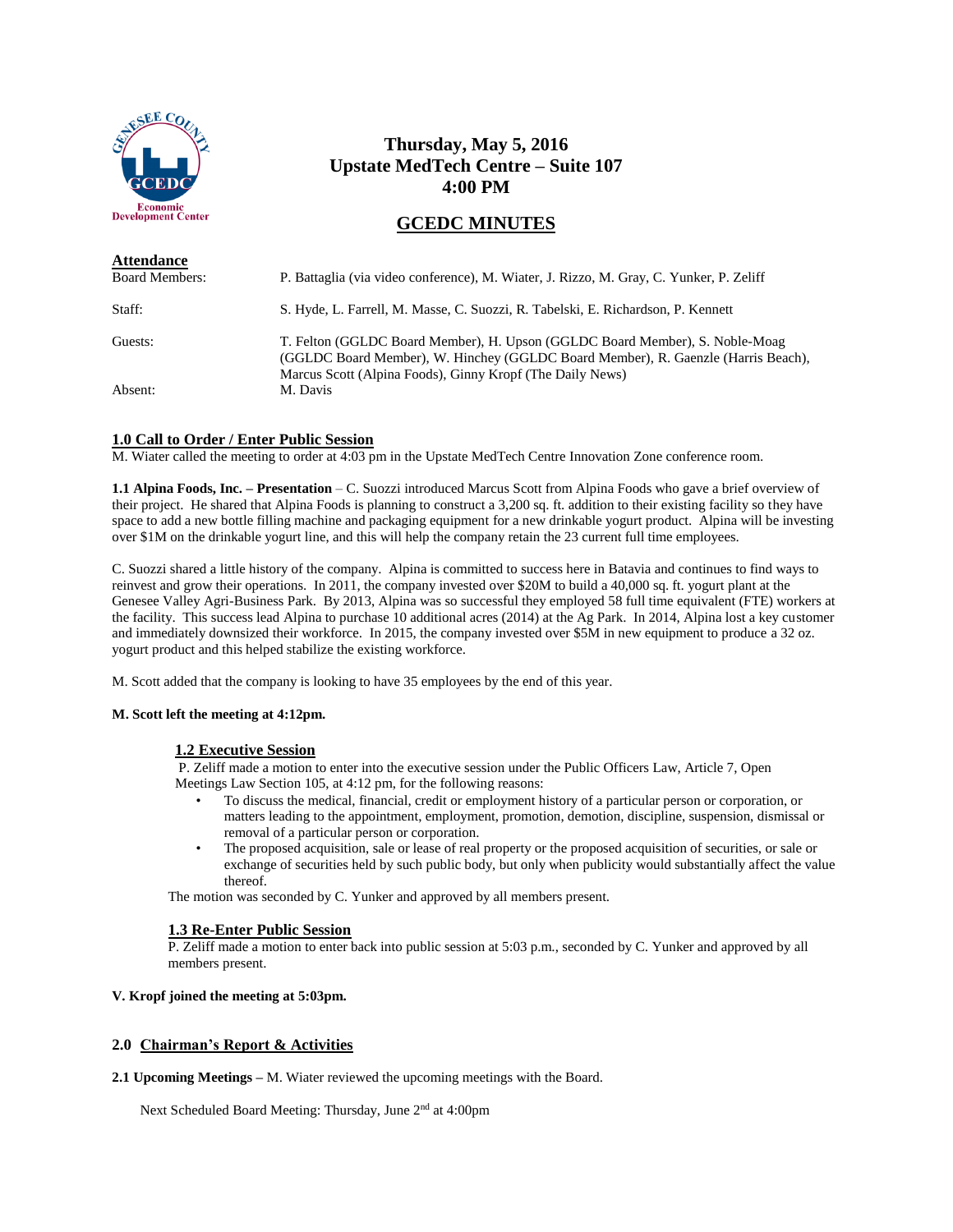**Thursday, May 5, 2016**
**Upstate MedTech Centre – Suite 107**
**4:00 PM**

# GCEDC MINUTES

## Attendance

| | |
|---|---|
| Board Members: | P. Battaglia (via video conference), M. Wiater, J. Rizzo, M. Gray, C. Yunker, P. Zeliff |
| Staff: | S. Hyde, L. Farrell, M. Masse, C. Suozzi, R. Tabelski, E. Richardson, P. Kennett |
| Guests: | T. Felton (GGLDC Board Member), H. Upson (GGLDC Board Member), S. Noble-Moag (GGLDC Board Member), W. Hinchey (GGLDC Board Member), R. Gaenzle (Harris Beach), Marcus Scott (Alpina Foods), Ginny Kropf (The Daily News) |
| Absent: | M. Davis |

## 1.0 Call to Order / Enter Public Session

M. Wiater called the meeting to order at 4:03 pm in the Upstate MedTech Centre Innovation Zone conference room.

**1.1 Alpina Foods, Inc. – Presentation** – C. Suozzi introduced Marcus Scott from Alpina Foods who gave a brief overview of their project. He shared that Alpina Foods is planning to construct a 3,200 sq. ft. addition to their existing facility so they have space to add a new bottle filling machine and packaging equipment for a new drinkable yogurt product. Alpina will be investing over $1M on the drinkable yogurt line, and this will help the company retain the 23 current full time employees.

C. Suozzi shared a little history of the company. Alpina is committed to success here in Batavia and continues to find ways to reinvest and grow their operations. In 2011, the company invested over $20M to build a 40,000 sq. ft. yogurt plant at the Genesee Valley Agri-Business Park. By 2013, Alpina was so successful they employed 58 full time equivalent (FTE) workers at the facility. This success lead Alpina to purchase 10 additional acres (2014) at the Ag Park. In 2014, Alpina lost a key customer and immediately downsized their workforce. In 2015, the company invested over $5M in new equipment to produce a 32 oz. yogurt product and this helped stabilize the existing workforce.

M. Scott added that the company is looking to have 35 employees by the end of this year.

**M. Scott left the meeting at 4:12pm.**

### 1.2 Executive Session

P. Zeliff made a motion to enter into the executive session under the Public Officers Law, Article 7, Open Meetings Law Section 105, at 4:12 pm, for the following reasons:

- To discuss the medical, financial, credit or employment history of a particular person or corporation, or matters leading to the appointment, employment, promotion, demotion, discipline, suspension, dismissal or removal of a particular person or corporation.
- The proposed acquisition, sale or lease of real property or the proposed acquisition of securities, or sale or exchange of securities held by such public body, but only when publicity would substantially affect the value thereof.

The motion was seconded by C. Yunker and approved by all members present.

### 1.3 Re-Enter Public Session

P. Zeliff made a motion to enter back into public session at 5:03 p.m., seconded by C. Yunker and approved by all members present.

**V. Kropf joined the meeting at 5:03pm.**

## 2.0 Chairman's Report & Activities

**2.1 Upcoming Meetings –** M. Wiater reviewed the upcoming meetings with the Board.

Next Scheduled Board Meeting: Thursday, June 2nd at 4:00pm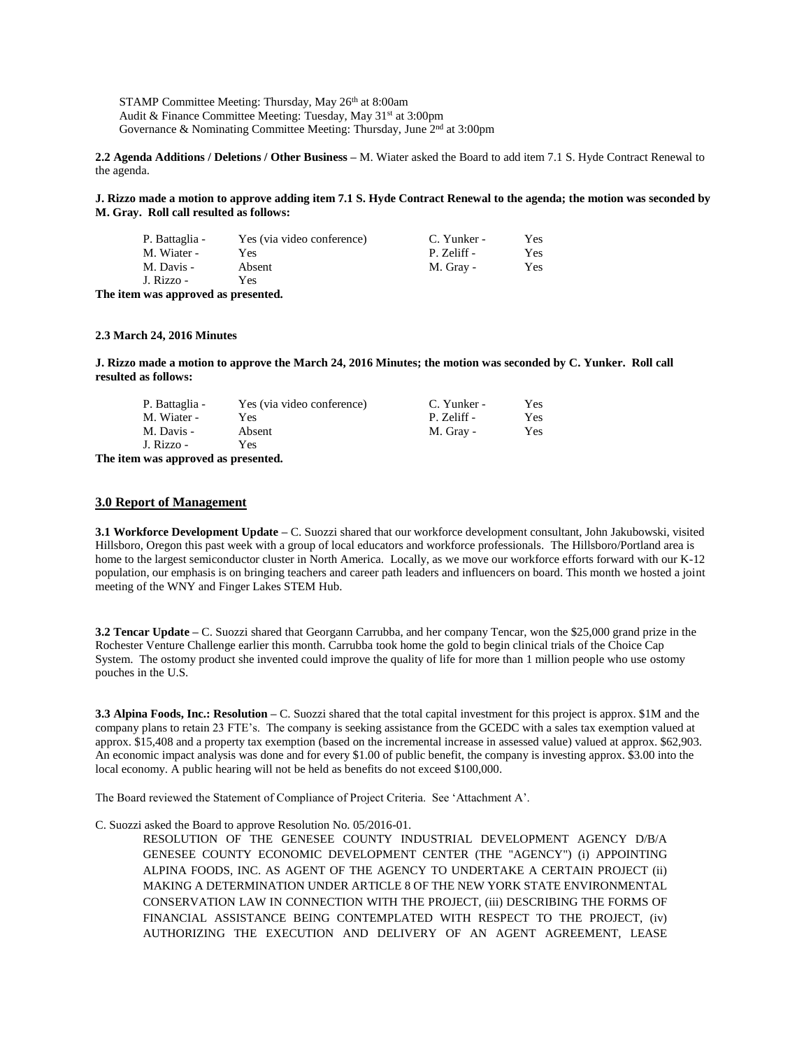STAMP Committee Meeting: Thursday, May 26th at 8:00am
Audit & Finance Committee Meeting: Tuesday, May 31st at 3:00pm
Governance & Nominating Committee Meeting: Thursday, June 2nd at 3:00pm

**2.2 Agenda Additions / Deletions / Other Business –** M. Wiater asked the Board to add item 7.1 S. Hyde Contract Renewal to the agenda.

**J. Rizzo made a motion to approve adding item 7.1 S. Hyde Contract Renewal to the agenda; the motion was seconded by M. Gray. Roll call resulted as follows:**

| | | | |
|---|---|---|---|
| P. Battaglia - | Yes (via video conference) | C. Yunker - | Yes |
| M. Wiater - | Yes | P. Zeliff - | Yes |
| M. Davis - | Absent | M. Gray - | Yes |
| J. Rizzo - | Yes | | |

**The item was approved as presented.**

**2.3 March 24, 2016 Minutes**

**J. Rizzo made a motion to approve the March 24, 2016 Minutes; the motion was seconded by C. Yunker. Roll call resulted as follows:**

| | | | |
|---|---|---|---|
| P. Battaglia - | Yes (via video conference) | C. Yunker - | Yes |
| M. Wiater - | Yes | P. Zeliff - | Yes |
| M. Davis - | Absent | M. Gray - | Yes |
| J. Rizzo - | Yes | | |

**The item was approved as presented.**

## 3.0 Report of Management

**3.1 Workforce Development Update –** C. Suozzi shared that our workforce development consultant, John Jakubowski, visited Hillsboro, Oregon this past week with a group of local educators and workforce professionals. The Hillsboro/Portland area is home to the largest semiconductor cluster in North America. Locally, as we move our workforce efforts forward with our K-12 population, our emphasis is on bringing teachers and career path leaders and influencers on board. This month we hosted a joint meeting of the WNY and Finger Lakes STEM Hub.

**3.2 Tencar Update –** C. Suozzi shared that Georgann Carrubba, and her company Tencar, won the $25,000 grand prize in the Rochester Venture Challenge earlier this month. Carrubba took home the gold to begin clinical trials of the Choice Cap System. The ostomy product she invented could improve the quality of life for more than 1 million people who use ostomy pouches in the U.S.

**3.3 Alpina Foods, Inc.: Resolution –** C. Suozzi shared that the total capital investment for this project is approx. $1M and the company plans to retain 23 FTE's. The company is seeking assistance from the GCEDC with a sales tax exemption valued at approx. $15,408 and a property tax exemption (based on the incremental increase in assessed value) valued at approx. $62,903. An economic impact analysis was done and for every $1.00 of public benefit, the company is investing approx. $3.00 into the local economy. A public hearing will not be held as benefits do not exceed $100,000.

The Board reviewed the Statement of Compliance of Project Criteria. See 'Attachment A'.

C. Suozzi asked the Board to approve Resolution No. 05/2016-01.

> RESOLUTION OF THE GENESEE COUNTY INDUSTRIAL DEVELOPMENT AGENCY D/B/A GENESEE COUNTY ECONOMIC DEVELOPMENT CENTER (THE "AGENCY") (i) APPOINTING ALPINA FOODS, INC. AS AGENT OF THE AGENCY TO UNDERTAKE A CERTAIN PROJECT (ii) MAKING A DETERMINATION UNDER ARTICLE 8 OF THE NEW YORK STATE ENVIRONMENTAL CONSERVATION LAW IN CONNECTION WITH THE PROJECT, (iii) DESCRIBING THE FORMS OF FINANCIAL ASSISTANCE BEING CONTEMPLATED WITH RESPECT TO THE PROJECT, (iv) AUTHORIZING THE EXECUTION AND DELIVERY OF AN AGENT AGREEMENT, LEASE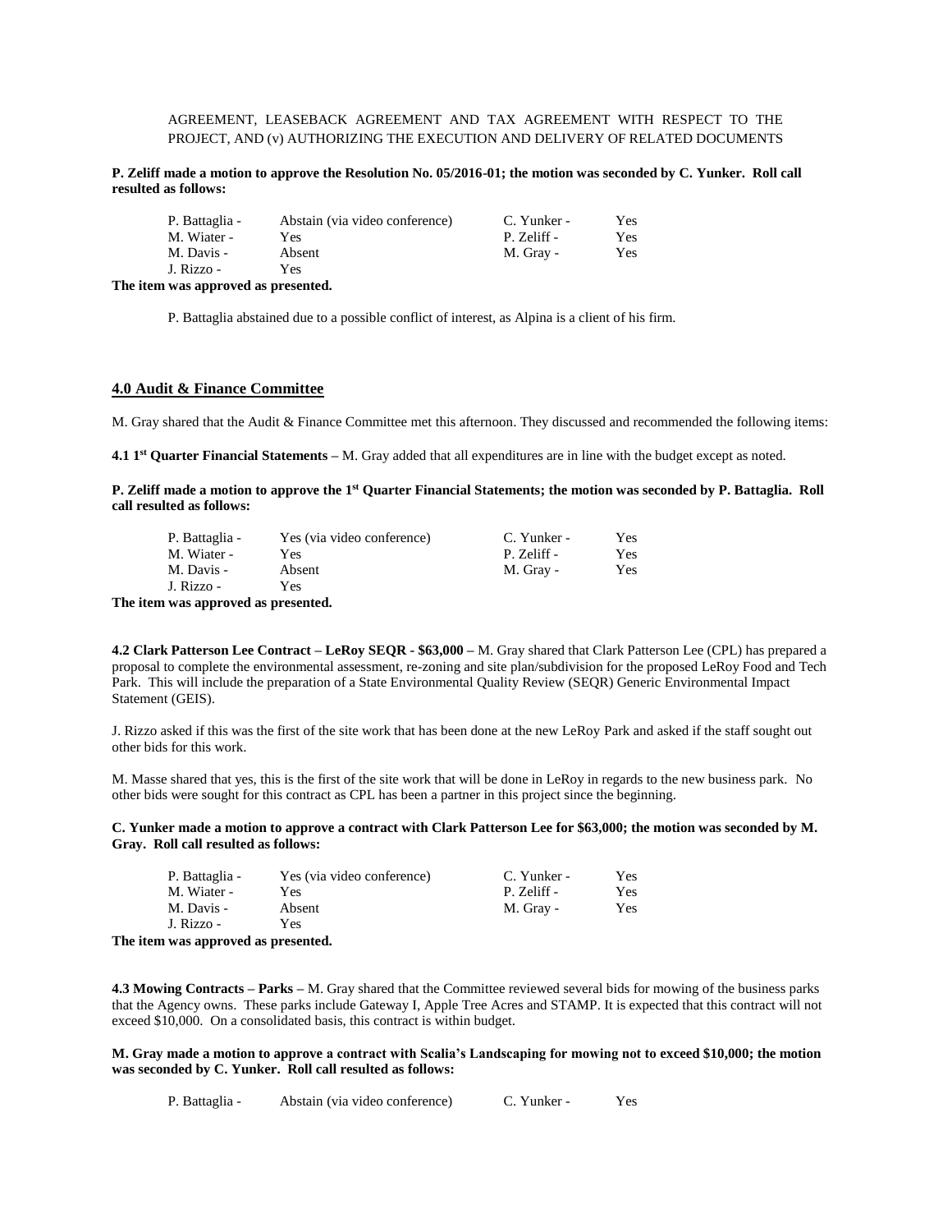AGREEMENT, LEASEBACK AGREEMENT AND TAX AGREEMENT WITH RESPECT TO THE PROJECT, AND (v) AUTHORIZING THE EXECUTION AND DELIVERY OF RELATED DOCUMENTS

**P. Zeliff made a motion to approve the Resolution No. 05/2016-01; the motion was seconded by C. Yunker. Roll call resulted as follows:**

| | | | |
|---|---|---|---|
| P. Battaglia - | Abstain (via video conference) | C. Yunker - | Yes |
| M. Wiater - | Yes | P. Zeliff - | Yes |
| M. Davis - | Absent | M. Gray - | Yes |
| J. Rizzo - | Yes | | |

**The item was approved as presented.**

P. Battaglia abstained due to a possible conflict of interest, as Alpina is a client of his firm.

## 4.0 Audit & Finance Committee

M. Gray shared that the Audit & Finance Committee met this afternoon. They discussed and recommended the following items:

**4.1 1st Quarter Financial Statements –** M. Gray added that all expenditures are in line with the budget except as noted.

**P. Zeliff made a motion to approve the 1st Quarter Financial Statements; the motion was seconded by P. Battaglia. Roll call resulted as follows:**

| | | | |
|---|---|---|---|
| P. Battaglia - | Yes (via video conference) | C. Yunker - | Yes |
| M. Wiater - | Yes | P. Zeliff - | Yes |
| M. Davis - | Absent | M. Gray - | Yes |
| J. Rizzo - | Yes | | |

**The item was approved as presented.**

**4.2 Clark Patterson Lee Contract – LeRoy SEQR - $63,000 –** M. Gray shared that Clark Patterson Lee (CPL) has prepared a proposal to complete the environmental assessment, re-zoning and site plan/subdivision for the proposed LeRoy Food and Tech Park. This will include the preparation of a State Environmental Quality Review (SEQR) Generic Environmental Impact Statement (GEIS).

J. Rizzo asked if this was the first of the site work that has been done at the new LeRoy Park and asked if the staff sought out other bids for this work.

M. Masse shared that yes, this is the first of the site work that will be done in LeRoy in regards to the new business park. No other bids were sought for this contract as CPL has been a partner in this project since the beginning.

**C. Yunker made a motion to approve a contract with Clark Patterson Lee for $63,000; the motion was seconded by M. Gray. Roll call resulted as follows:**

| | | | |
|---|---|---|---|
| P. Battaglia - | Yes (via video conference) | C. Yunker - | Yes |
| M. Wiater - | Yes | P. Zeliff - | Yes |
| M. Davis - | Absent | M. Gray - | Yes |
| J. Rizzo - | Yes | | |

**The item was approved as presented.**

**4.3 Mowing Contracts – Parks –** M. Gray shared that the Committee reviewed several bids for mowing of the business parks that the Agency owns. These parks include Gateway I, Apple Tree Acres and STAMP. It is expected that this contract will not exceed $10,000. On a consolidated basis, this contract is within budget.

**M. Gray made a motion to approve a contract with Scalia's Landscaping for mowing not to exceed $10,000; the motion was seconded by C. Yunker. Roll call resulted as follows:**

| | | | |
|---|---|---|---|
| P. Battaglia - | Abstain (via video conference) | C. Yunker - | Yes |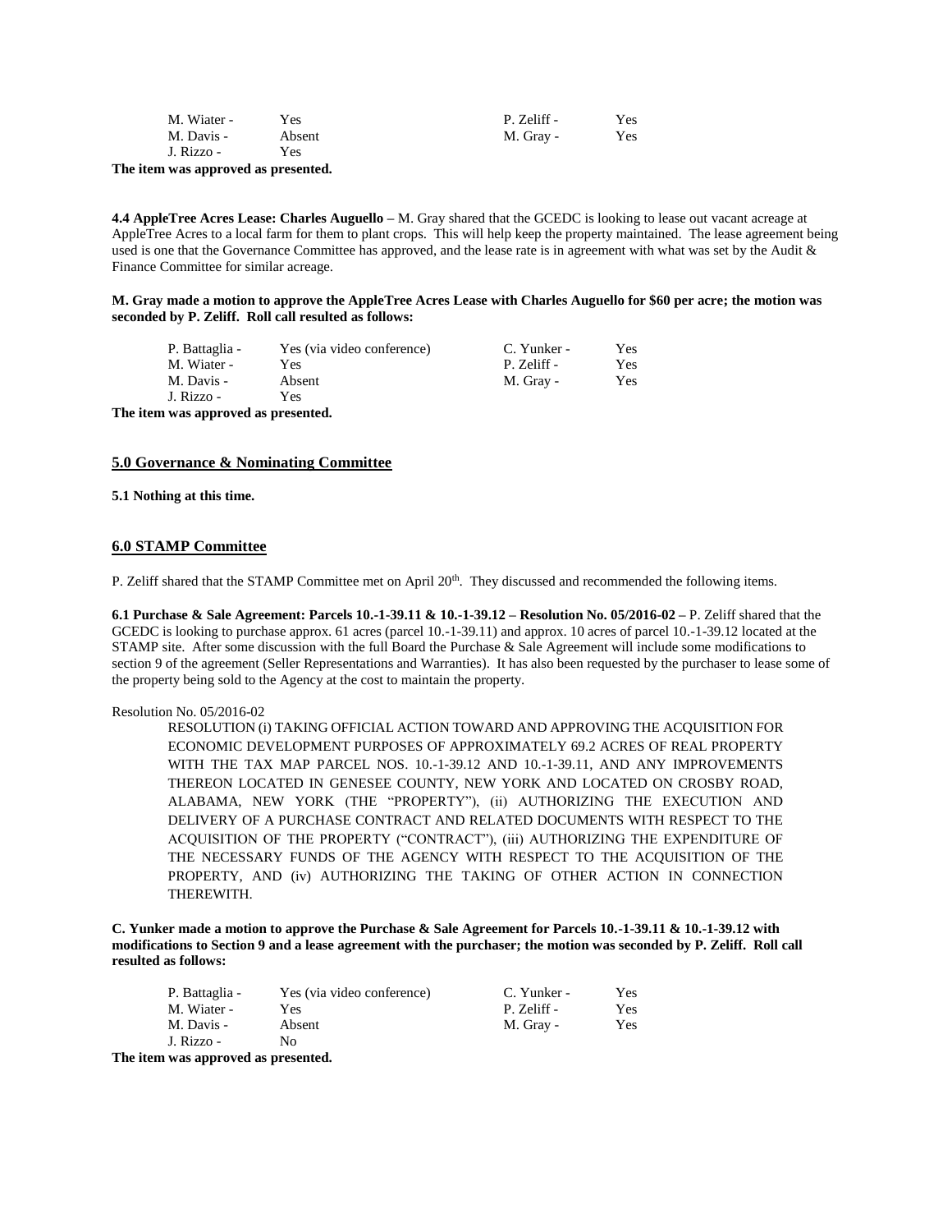| | | | |
|---|---|---|---|
| M. Wiater - | Yes | P. Zeliff - | Yes |
| M. Davis - | Absent | M. Gray - | Yes |
| J. Rizzo - | Yes | | |

**The item was approved as presented.**

**4.4 AppleTree Acres Lease: Charles Auguello –** M. Gray shared that the GCEDC is looking to lease out vacant acreage at AppleTree Acres to a local farm for them to plant crops. This will help keep the property maintained. The lease agreement being used is one that the Governance Committee has approved, and the lease rate is in agreement with what was set by the Audit & Finance Committee for similar acreage.

**M. Gray made a motion to approve the AppleTree Acres Lease with Charles Auguello for $60 per acre; the motion was seconded by P. Zeliff. Roll call resulted as follows:**

| | | | |
|---|---|---|---|
| P. Battaglia - | Yes (via video conference) | C. Yunker - | Yes |
| M. Wiater - | Yes | P. Zeliff - | Yes |
| M. Davis - | Absent | M. Gray - | Yes |
| J. Rizzo - | Yes | | |

**The item was approved as presented.**

## 5.0 Governance & Nominating Committee

**5.1 Nothing at this time.**

## 6.0 STAMP Committee

P. Zeliff shared that the STAMP Committee met on April 20th. They discussed and recommended the following items.

**6.1 Purchase & Sale Agreement: Parcels 10.-1-39.11 & 10.-1-39.12 – Resolution No. 05/2016-02 –** P. Zeliff shared that the GCEDC is looking to purchase approx. 61 acres (parcel 10.-1-39.11) and approx. 10 acres of parcel 10.-1-39.12 located at the STAMP site. After some discussion with the full Board the Purchase & Sale Agreement will include some modifications to section 9 of the agreement (Seller Representations and Warranties). It has also been requested by the purchaser to lease some of the property being sold to the Agency at the cost to maintain the property.

Resolution No. 05/2016-02

> RESOLUTION (i) TAKING OFFICIAL ACTION TOWARD AND APPROVING THE ACQUISITION FOR ECONOMIC DEVELOPMENT PURPOSES OF APPROXIMATELY 69.2 ACRES OF REAL PROPERTY WITH THE TAX MAP PARCEL NOS. 10.-1-39.12 AND 10.-1-39.11, AND ANY IMPROVEMENTS THEREON LOCATED IN GENESEE COUNTY, NEW YORK AND LOCATED ON CROSBY ROAD, ALABAMA, NEW YORK (THE "PROPERTY"), (ii) AUTHORIZING THE EXECUTION AND DELIVERY OF A PURCHASE CONTRACT AND RELATED DOCUMENTS WITH RESPECT TO THE ACQUISITION OF THE PROPERTY ("CONTRACT"), (iii) AUTHORIZING THE EXPENDITURE OF THE NECESSARY FUNDS OF THE AGENCY WITH RESPECT TO THE ACQUISITION OF THE PROPERTY, AND (iv) AUTHORIZING THE TAKING OF OTHER ACTION IN CONNECTION THEREWITH.

**C. Yunker made a motion to approve the Purchase & Sale Agreement for Parcels 10.-1-39.11 & 10.-1-39.12 with modifications to Section 9 and a lease agreement with the purchaser; the motion was seconded by P. Zeliff. Roll call resulted as follows:**

| | | | |
|---|---|---|---|
| P. Battaglia - | Yes (via video conference) | C. Yunker - | Yes |
| M. Wiater - | Yes | P. Zeliff - | Yes |
| M. Davis - | Absent | M. Gray - | Yes |
| J. Rizzo - | No | | |

**The item was approved as presented.**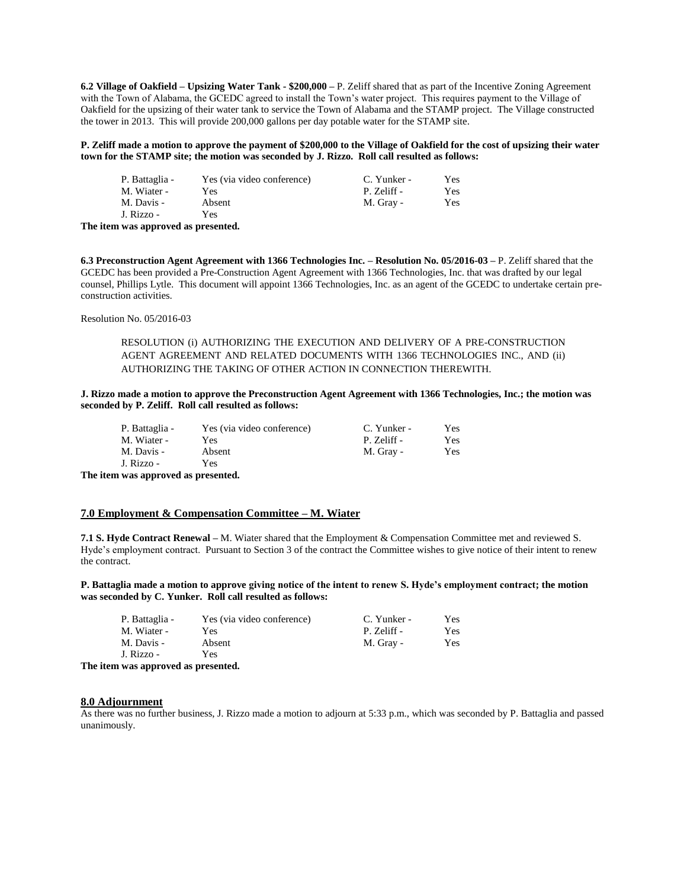**6.2 Village of Oakfield – Upsizing Water Tank - $200,000 –** P. Zeliff shared that as part of the Incentive Zoning Agreement with the Town of Alabama, the GCEDC agreed to install the Town's water project. This requires payment to the Village of Oakfield for the upsizing of their water tank to service the Town of Alabama and the STAMP project. The Village constructed the tower in 2013. This will provide 200,000 gallons per day potable water for the STAMP site.

**P. Zeliff made a motion to approve the payment of $200,000 to the Village of Oakfield for the cost of upsizing their water town for the STAMP site; the motion was seconded by J. Rizzo. Roll call resulted as follows:**

| | | | |
|---|---|---|---|
| P. Battaglia - | Yes (via video conference) | C. Yunker - | Yes |
| M. Wiater - | Yes | P. Zeliff - | Yes |
| M. Davis - | Absent | M. Gray - | Yes |
| J. Rizzo - | Yes | | |

**The item was approved as presented.**

**6.3 Preconstruction Agent Agreement with 1366 Technologies Inc. – Resolution No. 05/2016-03 –** P. Zeliff shared that the GCEDC has been provided a Pre-Construction Agent Agreement with 1366 Technologies, Inc. that was drafted by our legal counsel, Phillips Lytle. This document will appoint 1366 Technologies, Inc. as an agent of the GCEDC to undertake certain pre-construction activities.

Resolution No. 05/2016-03

RESOLUTION (i) AUTHORIZING THE EXECUTION AND DELIVERY OF A PRE-CONSTRUCTION AGENT AGREEMENT AND RELATED DOCUMENTS WITH 1366 TECHNOLOGIES INC., AND (ii) AUTHORIZING THE TAKING OF OTHER ACTION IN CONNECTION THEREWITH.

**J. Rizzo made a motion to approve the Preconstruction Agent Agreement with 1366 Technologies, Inc.; the motion was seconded by P. Zeliff. Roll call resulted as follows:**

| | | | |
|---|---|---|---|
| P. Battaglia - | Yes (via video conference) | C. Yunker - | Yes |
| M. Wiater - | Yes | P. Zeliff - | Yes |
| M. Davis - | Absent | M. Gray - | Yes |
| J. Rizzo - | Yes | | |

**The item was approved as presented.**

## 7.0 Employment & Compensation Committee – M. Wiater

**7.1 S. Hyde Contract Renewal –** M. Wiater shared that the Employment & Compensation Committee met and reviewed S. Hyde's employment contract. Pursuant to Section 3 of the contract the Committee wishes to give notice of their intent to renew the contract.

**P. Battaglia made a motion to approve giving notice of the intent to renew S. Hyde's employment contract; the motion was seconded by C. Yunker. Roll call resulted as follows:**

| | | | |
|---|---|---|---|
| P. Battaglia - | Yes (via video conference) | C. Yunker - | Yes |
| M. Wiater - | Yes | P. Zeliff - | Yes |
| M. Davis - | Absent | M. Gray - | Yes |
| J. Rizzo - | Yes | | |

**The item was approved as presented.**

## 8.0 Adjournment

As there was no further business, J. Rizzo made a motion to adjourn at 5:33 p.m., which was seconded by P. Battaglia and passed unanimously.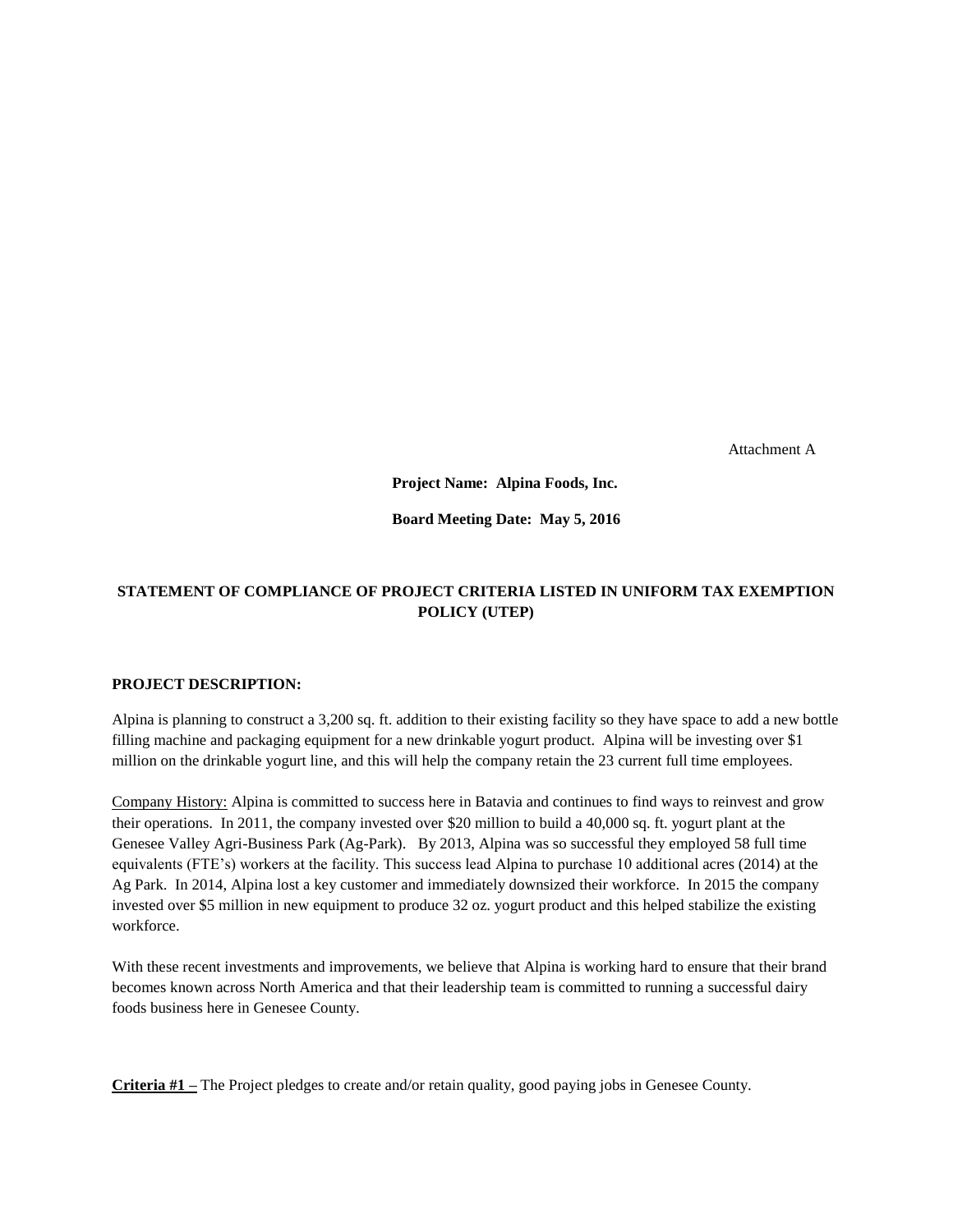Attachment A

**Project Name: Alpina Foods, Inc.**

**Board Meeting Date: May 5, 2016**

## STATEMENT OF COMPLIANCE OF PROJECT CRITERIA LISTED IN UNIFORM TAX EXEMPTION POLICY (UTEP)

**PROJECT DESCRIPTION:**

Alpina is planning to construct a 3,200 sq. ft. addition to their existing facility so they have space to add a new bottle filling machine and packaging equipment for a new drinkable yogurt product. Alpina will be investing over $1 million on the drinkable yogurt line, and this will help the company retain the 23 current full time employees.

Company History: Alpina is committed to success here in Batavia and continues to find ways to reinvest and grow their operations. In 2011, the company invested over $20 million to build a 40,000 sq. ft. yogurt plant at the Genesee Valley Agri-Business Park (Ag-Park). By 2013, Alpina was so successful they employed 58 full time equivalents (FTE's) workers at the facility. This success lead Alpina to purchase 10 additional acres (2014) at the Ag Park. In 2014, Alpina lost a key customer and immediately downsized their workforce. In 2015 the company invested over $5 million in new equipment to produce 32 oz. yogurt product and this helped stabilize the existing workforce.

With these recent investments and improvements, we believe that Alpina is working hard to ensure that their brand becomes known across North America and that their leadership team is committed to running a successful dairy foods business here in Genesee County.

**Criteria #1 –** The Project pledges to create and/or retain quality, good paying jobs in Genesee County.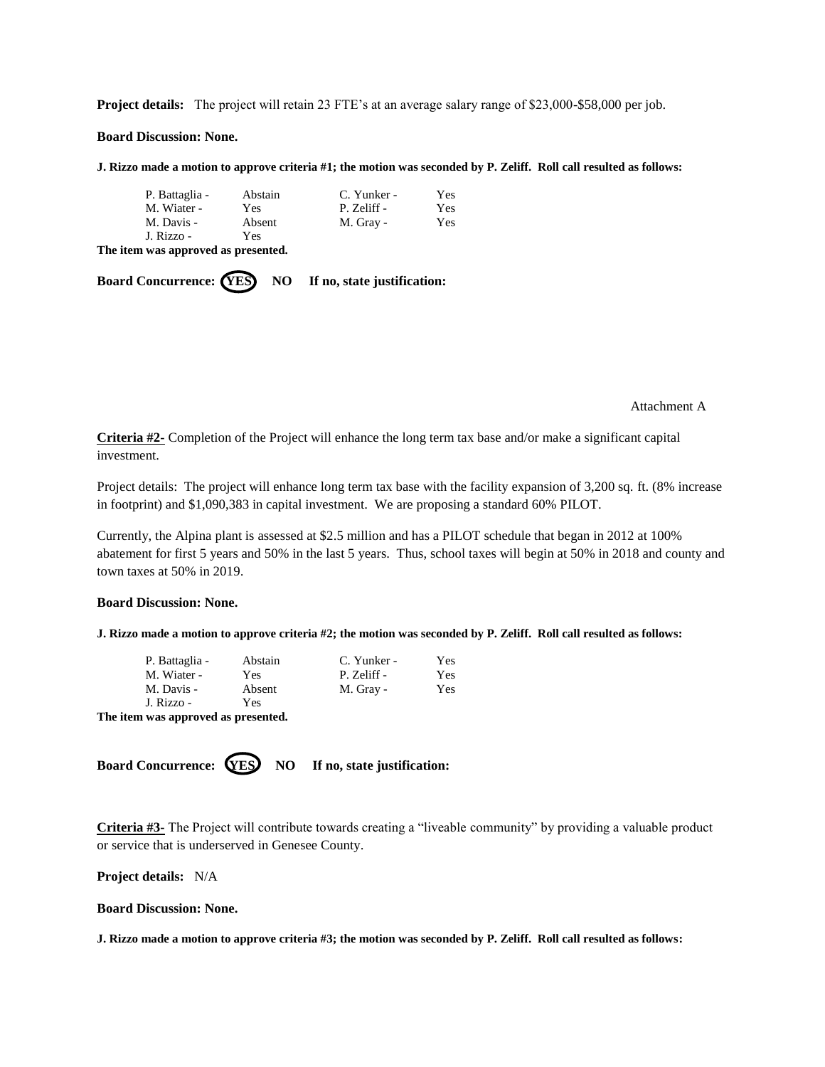**Project details:** The project will retain 23 FTE's at an average salary range of $23,000-$58,000 per job.

**Board Discussion: None.**

**J. Rizzo made a motion to approve criteria #1; the motion was seconded by P. Zeliff. Roll call resulted as follows:**

| | | | |
|---|---|---|---|
| P. Battaglia - | Abstain | C. Yunker - | Yes |
| M. Wiater - | Yes | P. Zeliff - | Yes |
| M. Davis - | Absent | M. Gray - | Yes |
| J. Rizzo - | Yes | | |

**The item was approved as presented.**

**Board Concurrence: (YES) NO If no, state justification:**

Attachment A

**Criteria #2-** Completion of the Project will enhance the long term tax base and/or make a significant capital investment.

Project details: The project will enhance long term tax base with the facility expansion of 3,200 sq. ft. (8% increase in footprint) and $1,090,383 in capital investment. We are proposing a standard 60% PILOT.

Currently, the Alpina plant is assessed at $2.5 million and has a PILOT schedule that began in 2012 at 100% abatement for first 5 years and 50% in the last 5 years. Thus, school taxes will begin at 50% in 2018 and county and town taxes at 50% in 2019.

**Board Discussion: None.**

**J. Rizzo made a motion to approve criteria #2; the motion was seconded by P. Zeliff. Roll call resulted as follows:**

| | | | |
|---|---|---|---|
| P. Battaglia - | Abstain | C. Yunker - | Yes |
| M. Wiater - | Yes | P. Zeliff - | Yes |
| M. Davis - | Absent | M. Gray - | Yes |
| J. Rizzo - | Yes | | |

**The item was approved as presented.**

**Board Concurrence: (YES) NO If no, state justification:**

**Criteria #3-** The Project will contribute towards creating a "liveable community" by providing a valuable product or service that is underserved in Genesee County.

**Project details:** N/A

**Board Discussion: None.**

**J. Rizzo made a motion to approve criteria #3; the motion was seconded by P. Zeliff. Roll call resulted as follows:**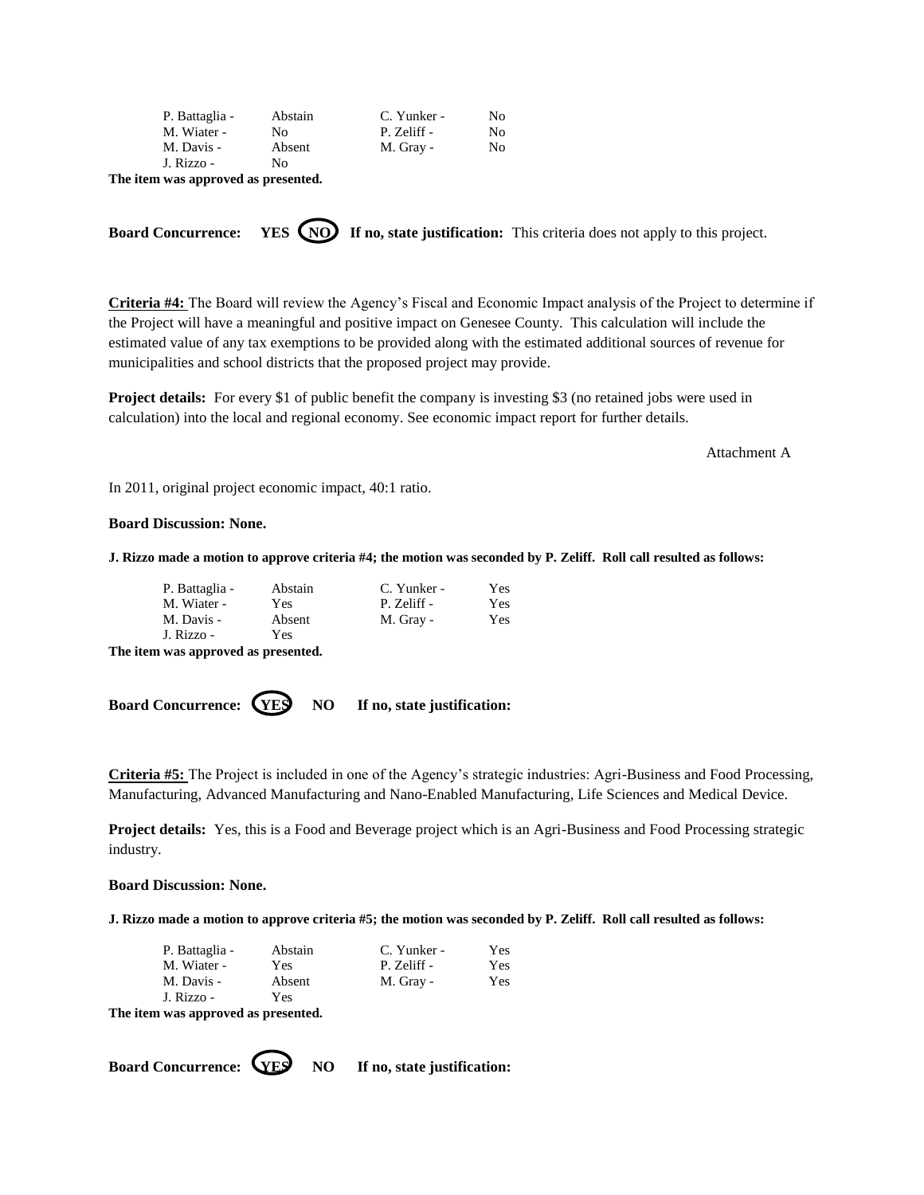| P. Battaglia - | Abstain | C. Yunker - | No |
|---|---|---|---|
| M. Wiater - | No | P. Zeliff - | No |
| M. Davis - | Absent | M. Gray - | No |
| J. Rizzo - | No | | |

**The item was approved as presented.**

**Board Concurrence: YES (NO) If no, state justification:** This criteria does not apply to this project.

**Criteria #4:** The Board will review the Agency's Fiscal and Economic Impact analysis of the Project to determine if the Project will have a meaningful and positive impact on Genesee County. This calculation will include the estimated value of any tax exemptions to be provided along with the estimated additional sources of revenue for municipalities and school districts that the proposed project may provide.

**Project details:** For every $1 of public benefit the company is investing $3 (no retained jobs were used in calculation) into the local and regional economy. See economic impact report for further details.

Attachment A

In 2011, original project economic impact, 40:1 ratio.

**Board Discussion: None.**

**J. Rizzo made a motion to approve criteria #4; the motion was seconded by P. Zeliff. Roll call resulted as follows:**

| P. Battaglia - | Abstain | C. Yunker - | Yes |
|---|---|---|---|
| M. Wiater - | Yes | P. Zeliff - | Yes |
| M. Davis - | Absent | M. Gray - | Yes |
| J. Rizzo - | Yes | | |

**The item was approved as presented.**

**Board Concurrence: (YES) NO If no, state justification:**

**Criteria #5:** The Project is included in one of the Agency's strategic industries: Agri-Business and Food Processing, Manufacturing, Advanced Manufacturing and Nano-Enabled Manufacturing, Life Sciences and Medical Device.

**Project details:** Yes, this is a Food and Beverage project which is an Agri-Business and Food Processing strategic industry.

**Board Discussion: None.**

**J. Rizzo made a motion to approve criteria #5; the motion was seconded by P. Zeliff. Roll call resulted as follows:**

| P. Battaglia - | Abstain | C. Yunker - | Yes |
|---|---|---|---|
| M. Wiater - | Yes | P. Zeliff - | Yes |
| M. Davis - | Absent | M. Gray - | Yes |
| J. Rizzo - | Yes | | |

**The item was approved as presented.**

**Board Concurrence: (YES) NO If no, state justification:**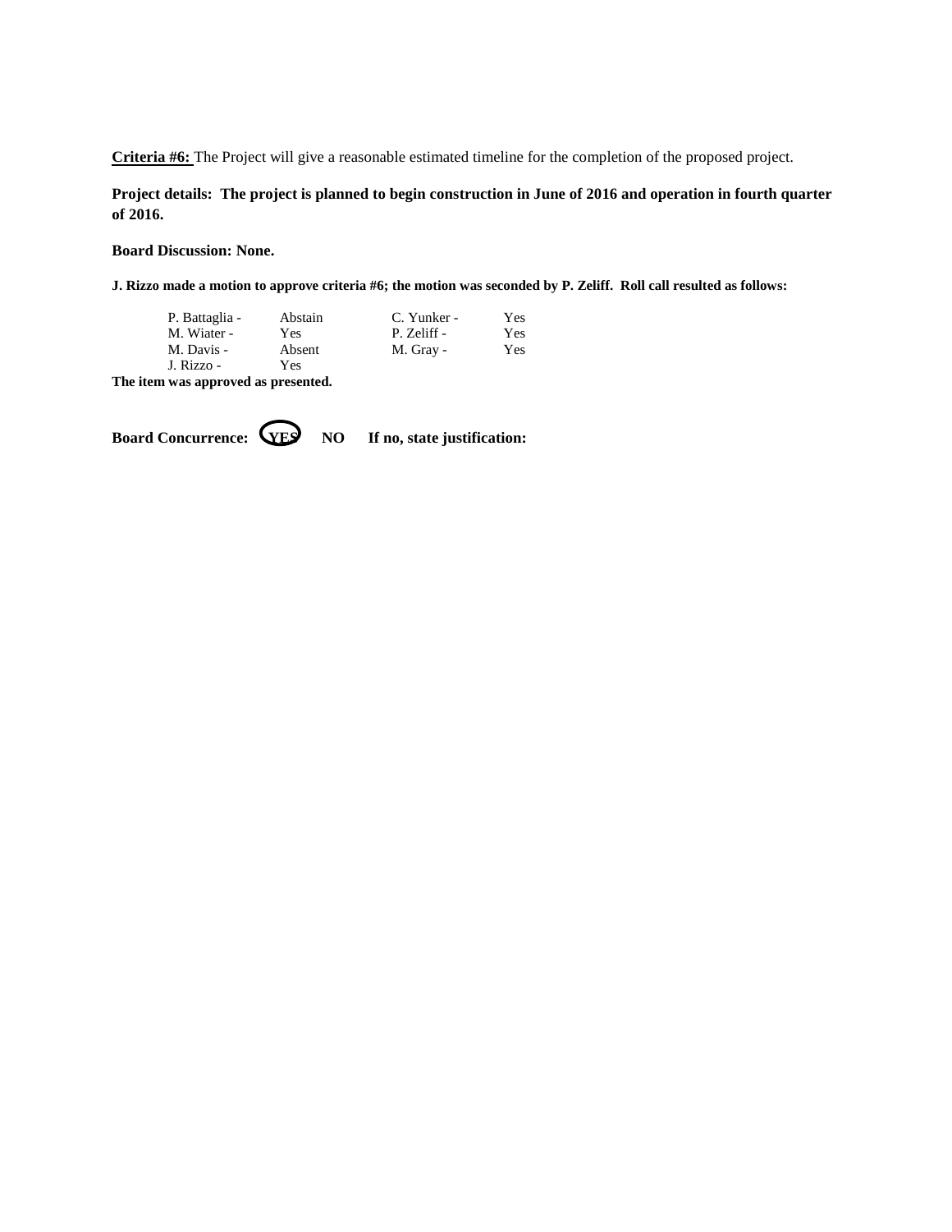**Criteria #6:** The Project will give a reasonable estimated timeline for the completion of the proposed project.

**Project details: The project is planned to begin construction in June of 2016 and operation in fourth quarter of 2016.**

**Board Discussion: None.**

**J. Rizzo made a motion to approve criteria #6; the motion was seconded by P. Zeliff. Roll call resulted as follows:**

| | | | |
|---|---|---|---|
| P. Battaglia - | Abstain | C. Yunker - | Yes |
| M. Wiater - | Yes | P. Zeliff - | Yes |
| M. Davis - | Absent | M. Gray - | Yes |
| J. Rizzo - | Yes | | |

**The item was approved as presented.**

**Board Concurrence: (YES) NO If no, state justification:**